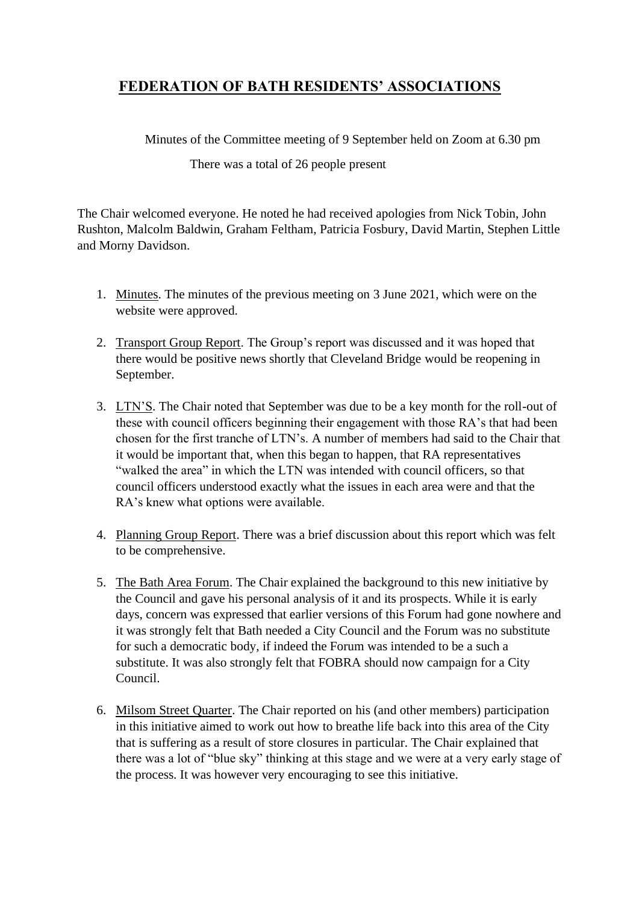# FEDERATION OF BATH RESIDENTS' ASSOCIATIONS

Minutes of the Committee meeting of 9 September held on Zoom at 6.30 pm

There was a total of 26 people present

The Chair welcomed everyone. He noted he had received apologies from Nick Tobin, John Rushton, Malcolm Baldwin, Graham Feltham, Patricia Fosbury, David Martin, Stephen Little and Morny Davidson.

1. Minutes. The minutes of the previous meeting on 3 June 2021, which were on the website were approved.

2. Transport Group Report. The Group's report was discussed and it was hoped that there would be positive news shortly that Cleveland Bridge would be reopening in September.

3. LTN'S. The Chair noted that September was due to be a key month for the roll-out of these with council officers beginning their engagement with those RA's that had been chosen for the first tranche of LTN's. A number of members had said to the Chair that it would be important that, when this began to happen, that RA representatives "walked the area" in which the LTN was intended with council officers, so that council officers understood exactly what the issues in each area were and that the RA's knew what options were available.

4. Planning Group Report. There was a brief discussion about this report which was felt to be comprehensive.

5. The Bath Area Forum. The Chair explained the background to this new initiative by the Council and gave his personal analysis of it and its prospects. While it is early days, concern was expressed that earlier versions of this Forum had gone nowhere and it was strongly felt that Bath needed a City Council and the Forum was no substitute for such a democratic body, if indeed the Forum was intended to be a such a substitute. It was also strongly felt that FOBRA should now campaign for a City Council.

6. Milsom Street Quarter. The Chair reported on his (and other members) participation in this initiative aimed to work out how to breathe life back into this area of the City that is suffering as a result of store closures in particular. The Chair explained that there was a lot of "blue sky" thinking at this stage and we were at a very early stage of the process. It was however very encouraging to see this initiative.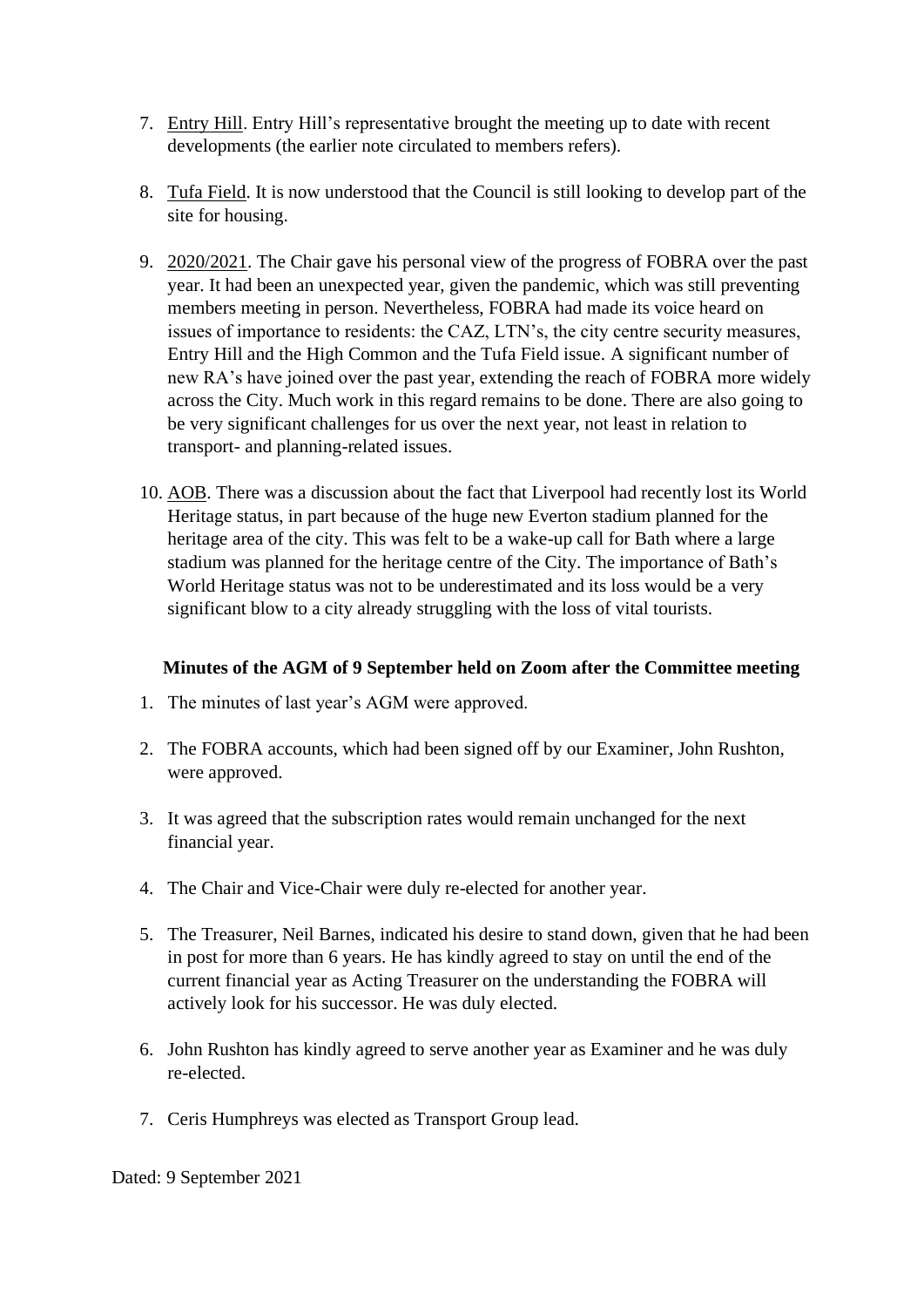7. Entry Hill. Entry Hill's representative brought the meeting up to date with recent developments (the earlier note circulated to members refers).

8. Tufa Field. It is now understood that the Council is still looking to develop part of the site for housing.

9. 2020/2021. The Chair gave his personal view of the progress of FOBRA over the past year. It had been an unexpected year, given the pandemic, which was still preventing members meeting in person. Nevertheless, FOBRA had made its voice heard on issues of importance to residents: the CAZ, LTN's, the city centre security measures, Entry Hill and the High Common and the Tufa Field issue. A significant number of new RA's have joined over the past year, extending the reach of FOBRA more widely across the City. Much work in this regard remains to be done. There are also going to be very significant challenges for us over the next year, not least in relation to transport- and planning-related issues.

10. AOB. There was a discussion about the fact that Liverpool had recently lost its World Heritage status, in part because of the huge new Everton stadium planned for the heritage area of the city. This was felt to be a wake-up call for Bath where a large stadium was planned for the heritage centre of the City. The importance of Bath's World Heritage status was not to be underestimated and its loss would be a very significant blow to a city already struggling with the loss of vital tourists.

**Minutes of the AGM of 9 September held on Zoom after the Committee meeting**

1. The minutes of last year's AGM were approved.

2. The FOBRA accounts, which had been signed off by our Examiner, John Rushton, were approved.

3. It was agreed that the subscription rates would remain unchanged for the next financial year.

4. The Chair and Vice-Chair were duly re-elected for another year.

5. The Treasurer, Neil Barnes, indicated his desire to stand down, given that he had been in post for more than 6 years. He has kindly agreed to stay on until the end of the current financial year as Acting Treasurer on the understanding the FOBRA will actively look for his successor. He was duly elected.

6. John Rushton has kindly agreed to serve another year as Examiner and he was duly re-elected.

7. Ceris Humphreys was elected as Transport Group lead.

Dated: 9 September 2021